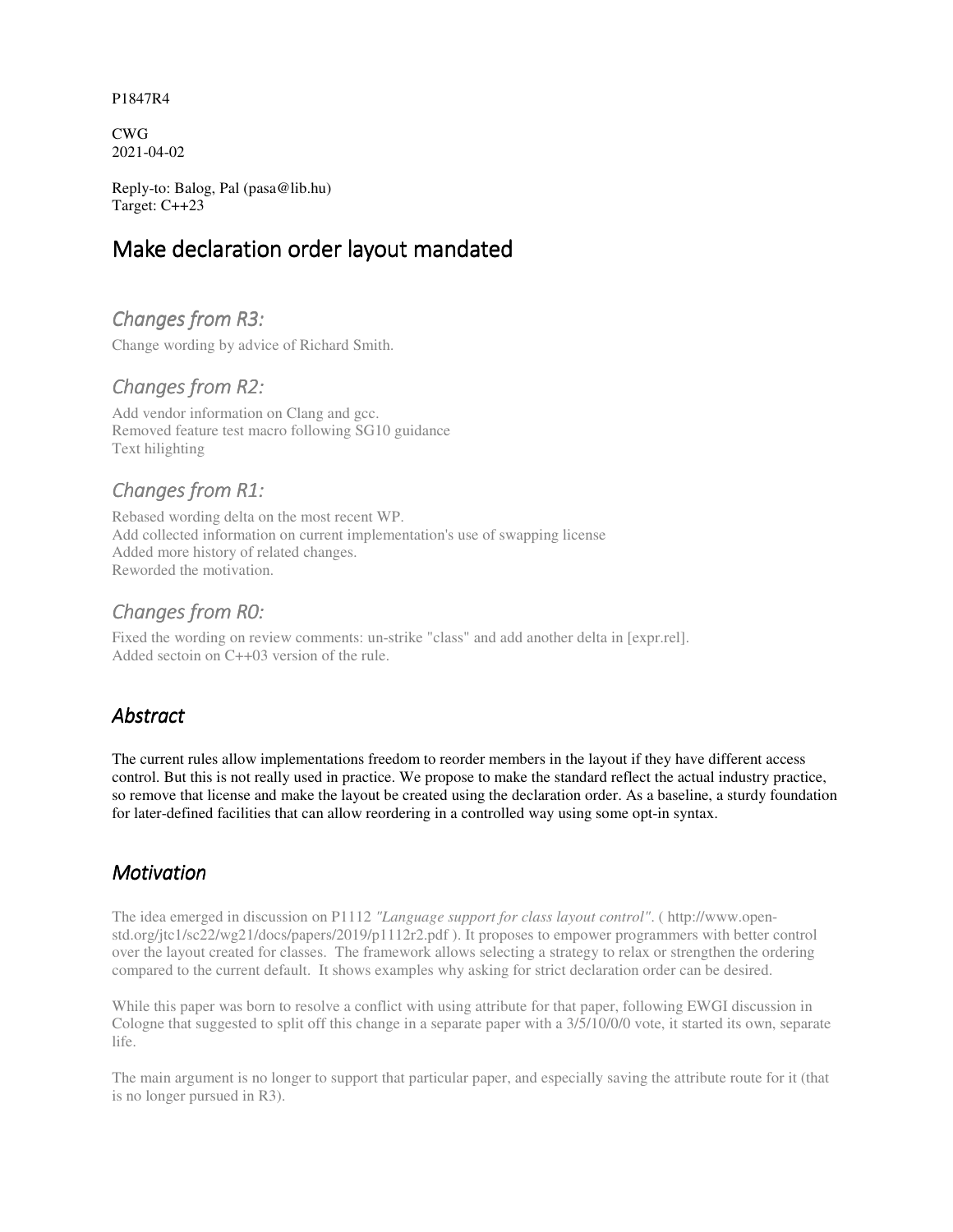P1847R4

CWG
2021-04-02

Reply-to: Balog, Pal (pasa@lib.hu)
Target: C++23

# Make declaration order layout mandated

## *Changes from R3:*

Change wording by advice of Richard Smith.

## *Changes from R2:*

Add vendor information on Clang and gcc.
Removed feature test macro following SG10 guidance
Text hilighting

## *Changes from R1:*

Rebased wording delta on the most recent WP.
Add collected information on current implementation's use of swapping license
Added more history of related changes.
Reworded the motivation.

## *Changes from R0:*

Fixed the wording on review comments: un-strike "class" and add another delta in [expr.rel].
Added sectoin on C++03 version of the rule.

## *Abstract*

The current rules allow implementations freedom to reorder members in the layout if they have different access control. But this is not really used in practice. We propose to make the standard reflect the actual industry practice, so remove that license and make the layout be created using the declaration order. As a baseline, a sturdy foundation for later-defined facilities that can allow reordering in a controlled way using some opt-in syntax.

## *Motivation*

The idea emerged in discussion on P1112 *"Language support for class layout control"*. ( http://www.open-std.org/jtc1/sc22/wg21/docs/papers/2019/p1112r2.pdf ). It proposes to empower programmers with better control over the layout created for classes. The framework allows selecting a strategy to relax or strengthen the ordering compared to the current default. It shows examples why asking for strict declaration order can be desired.

While this paper was born to resolve a conflict with using attribute for that paper, following EWGI discussion in Cologne that suggested to split off this change in a separate paper with a 3/5/10/0/0 vote, it started its own, separate life.

The main argument is no longer to support that particular paper, and especially saving the attribute route for it (that is no longer pursued in R3).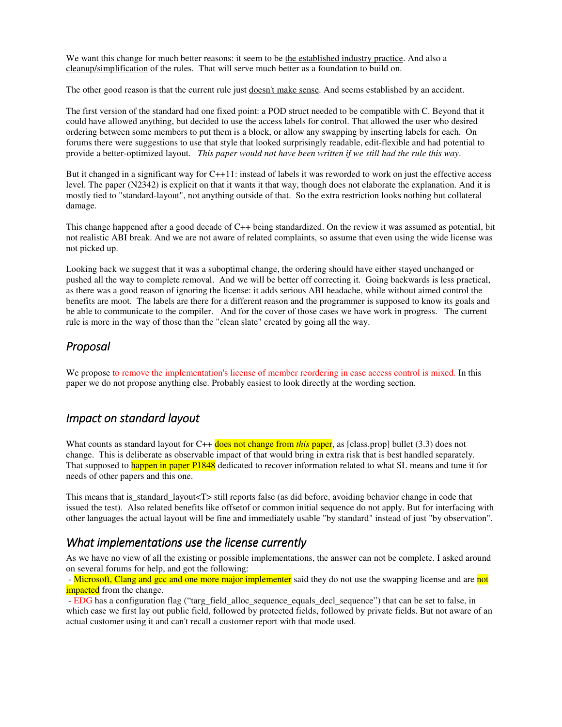We want this change for much better reasons: it seem to be the established industry practice. And also a cleanup/simplification of the rules. That will serve much better as a foundation to build on.

The other good reason is that the current rule just doesn't make sense. And seems established by an accident.

The first version of the standard had one fixed point: a POD struct needed to be compatible with C. Beyond that it could have allowed anything, but decided to use the access labels for control. That allowed the user who desired ordering between some members to put them is a block, or allow any swapping by inserting labels for each. On forums there were suggestions to use that style that looked surprisingly readable, edit-flexible and had potential to provide a better-optimized layout. *This paper would not have been written if we still had the rule this way*.

But it changed in a significant way for C++11: instead of labels it was reworded to work on just the effective access level. The paper (N2342) is explicit on that it wants it that way, though does not elaborate the explanation. And it is mostly tied to "standard-layout", not anything outside of that. So the extra restriction looks nothing but collateral damage.

This change happened after a good decade of C++ being standardized. On the review it was assumed as potential, bit not realistic ABI break. And we are not aware of related complaints, so assume that even using the wide license was not picked up.

Looking back we suggest that it was a suboptimal change, the ordering should have either stayed unchanged or pushed all the way to complete removal. And we will be better off correcting it. Going backwards is less practical, as there was a good reason of ignoring the license: it adds serious ABI headache, while without aimed control the benefits are moot. The labels are there for a different reason and the programmer is supposed to know its goals and be able to communicate to the compiler. And for the cover of those cases we have work in progress. The current rule is more in the way of those than the "clean slate" created by going all the way.

## *Proposal*

We propose to remove the implementation's license of member reordering in case access control is mixed. In this paper we do not propose anything else. Probably easiest to look directly at the wording section.

## *Impact on standard layout*

What counts as standard layout for C++ does not change from *this* paper, as [class.prop] bullet (3.3) does not change. This is deliberate as observable impact of that would bring in extra risk that is best handled separately. That supposed to happen in paper P1848 dedicated to recover information related to what SL means and tune it for needs of other papers and this one.

This means that is_standard_layout<T> still reports false (as did before, avoiding behavior change in code that issued the test). Also related benefits like offsetof or common initial sequence do not apply. But for interfacing with other languages the actual layout will be fine and immediately usable "by standard" instead of just "by observation".

## *What implementations use the license currently*

As we have no view of all the existing or possible implementations, the answer can not be complete. I asked around on several forums for help, and got the following:

- Microsoft, Clang and gcc and one more major implementer said they do not use the swapping license and are not impacted from the change.
- EDG has a configuration flag ("targ_field_alloc_sequence_equals_decl_sequence") that can be set to false, in which case we first lay out public field, followed by protected fields, followed by private fields. But not aware of an actual customer using it and can't recall a customer report with that mode used.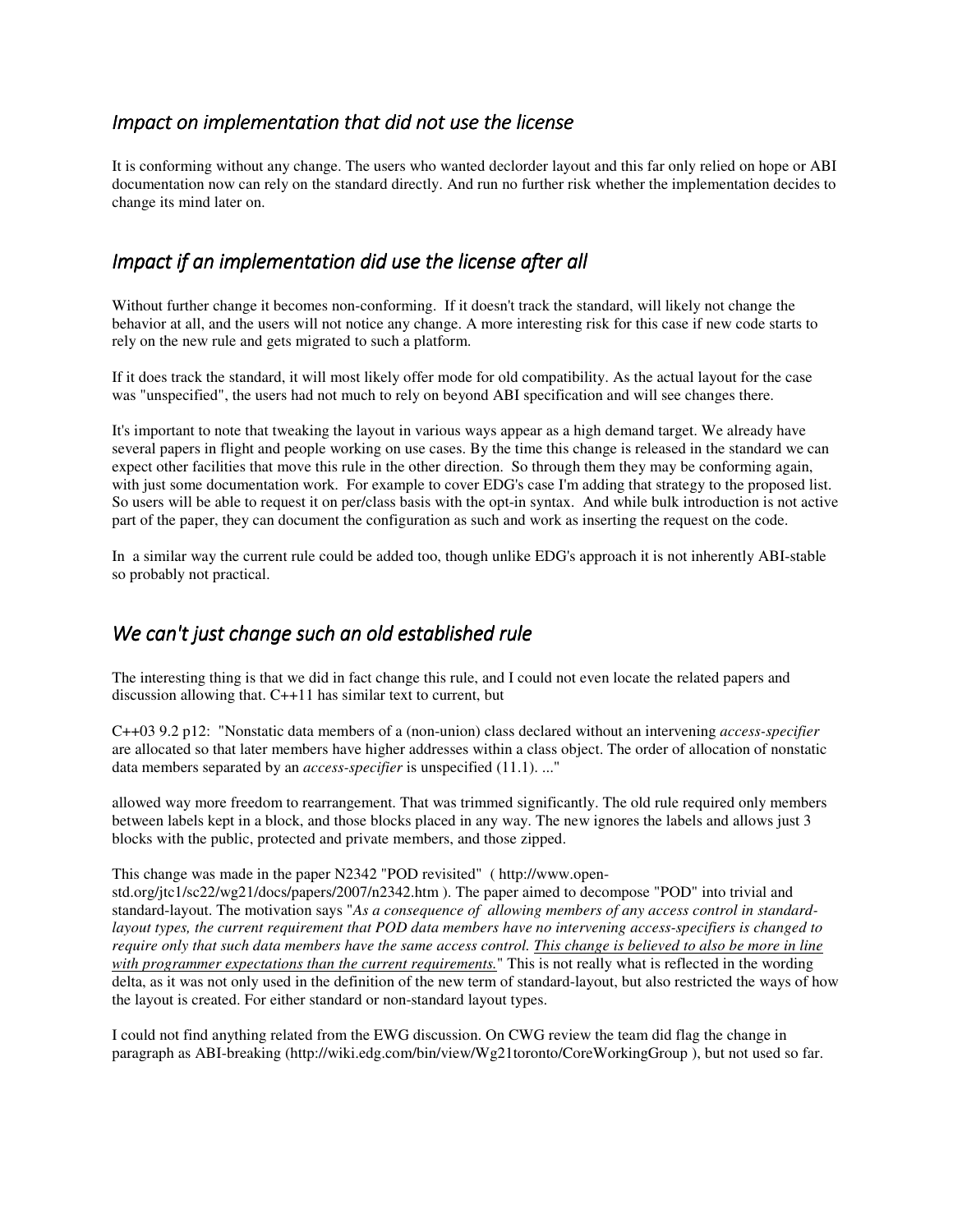## *Impact on implementation that did not use the license*

It is conforming without any change. The users who wanted declorder layout and this far only relied on hope or ABI documentation now can rely on the standard directly. And run no further risk whether the implementation decides to change its mind later on.

## *Impact if an implementation did use the license after all*

Without further change it becomes non-conforming. If it doesn't track the standard, will likely not change the behavior at all, and the users will not notice any change. A more interesting risk for this case if new code starts to rely on the new rule and gets migrated to such a platform.

If it does track the standard, it will most likely offer mode for old compatibility. As the actual layout for the case was "unspecified", the users had not much to rely on beyond ABI specification and will see changes there.

It's important to note that tweaking the layout in various ways appear as a high demand target. We already have several papers in flight and people working on use cases. By the time this change is released in the standard we can expect other facilities that move this rule in the other direction. So through them they may be conforming again, with just some documentation work. For example to cover EDG's case I'm adding that strategy to the proposed list. So users will be able to request it on per/class basis with the opt-in syntax. And while bulk introduction is not active part of the paper, they can document the configuration as such and work as inserting the request on the code.

In a similar way the current rule could be added too, though unlike EDG's approach it is not inherently ABI-stable so probably not practical.

## *We can't just change such an old established rule*

The interesting thing is that we did in fact change this rule, and I could not even locate the related papers and discussion allowing that. C++11 has similar text to current, but

C++03 9.2 p12: "Nonstatic data members of a (non-union) class declared without an intervening *access-specifier* are allocated so that later members have higher addresses within a class object. The order of allocation of nonstatic data members separated by an *access-specifier* is unspecified (11.1). ..."

allowed way more freedom to rearrangement. That was trimmed significantly. The old rule required only members between labels kept in a block, and those blocks placed in any way. The new ignores the labels and allows just 3 blocks with the public, protected and private members, and those zipped.

This change was made in the paper N2342 "POD revisited" ( http://www.open-std.org/jtc1/sc22/wg21/docs/papers/2007/n2342.htm ). The paper aimed to decompose "POD" into trivial and standard-layout. The motivation says "*As a consequence of allowing members of any access control in standard-layout types, the current requirement that POD data members have no intervening access-specifiers is changed to require only that such data members have the same access control. <u>This change is believed to also be more in line with programmer expectations than the current requirements.</u>*" This is not really what is reflected in the wording delta, as it was not only used in the definition of the new term of standard-layout, but also restricted the ways of how the layout is created. For either standard or non-standard layout types.

I could not find anything related from the EWG discussion. On CWG review the team did flag the change in paragraph as ABI-breaking (http://wiki.edg.com/bin/view/Wg21toronto/CoreWorkingGroup ), but not used so far.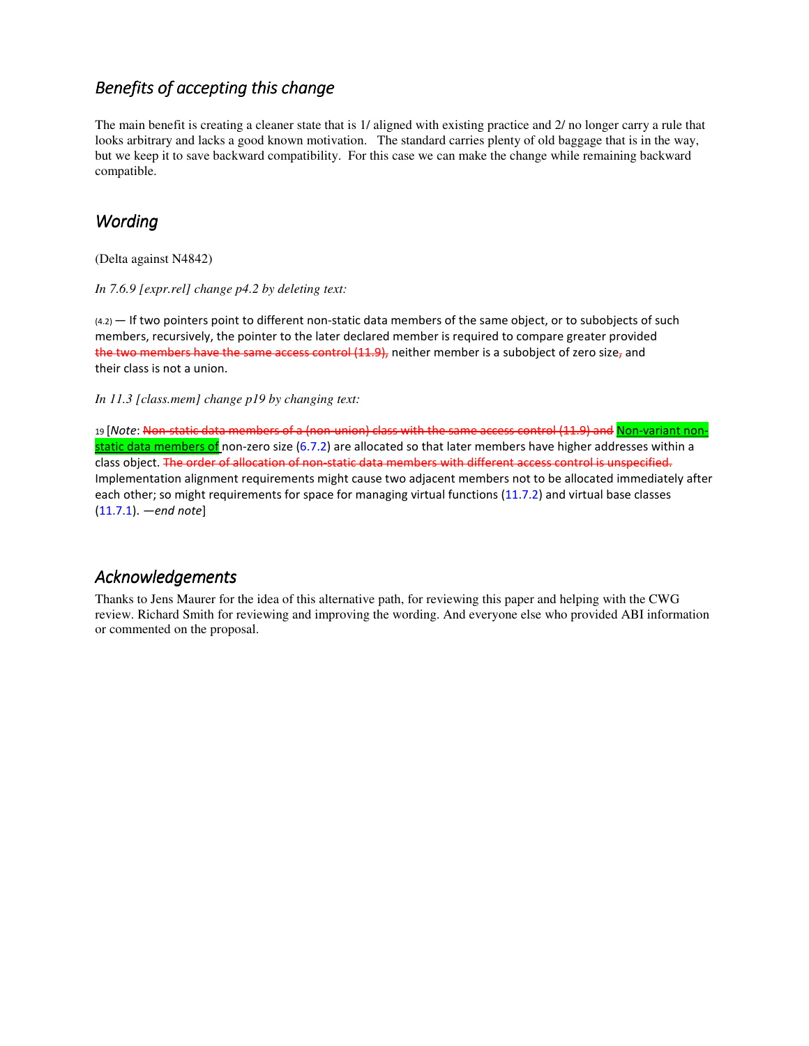## *Benefits of accepting this change*

The main benefit is creating a cleaner state that is 1/ aligned with existing practice and 2/ no longer carry a rule that looks arbitrary and lacks a good known motivation. The standard carries plenty of old baggage that is in the way, but we keep it to save backward compatibility. For this case we can make the change while remaining backward compatible.

## *Wording*

(Delta against N4842)

*In 7.6.9 [expr.rel] change p4.2 by deleting text:*

(4.2) — If two pointers point to different non-static data members of the same object, or to subobjects of such members, recursively, the pointer to the later declared member is required to compare greater provided ~~the two members have the same access control (11.9),~~ neither member is a subobject of zero size~~,~~ and their class is not a union.

*In 11.3 [class.mem] change p19 by changing text:*

19 [*Note*: ~~Non-static data members of a (non-union) class with the same access control (11.9) and~~ Non-variant non-static data members of non-zero size (6.7.2) are allocated so that later members have higher addresses within a class object. ~~The order of allocation of non-static data members with different access control is unspecified.~~ Implementation alignment requirements might cause two adjacent members not to be allocated immediately after each other; so might requirements for space for managing virtual functions (11.7.2) and virtual base classes (11.7.1). —*end note*]

## *Acknowledgements*

Thanks to Jens Maurer for the idea of this alternative path, for reviewing this paper and helping with the CWG review. Richard Smith for reviewing and improving the wording. And everyone else who provided ABI information or commented on the proposal.